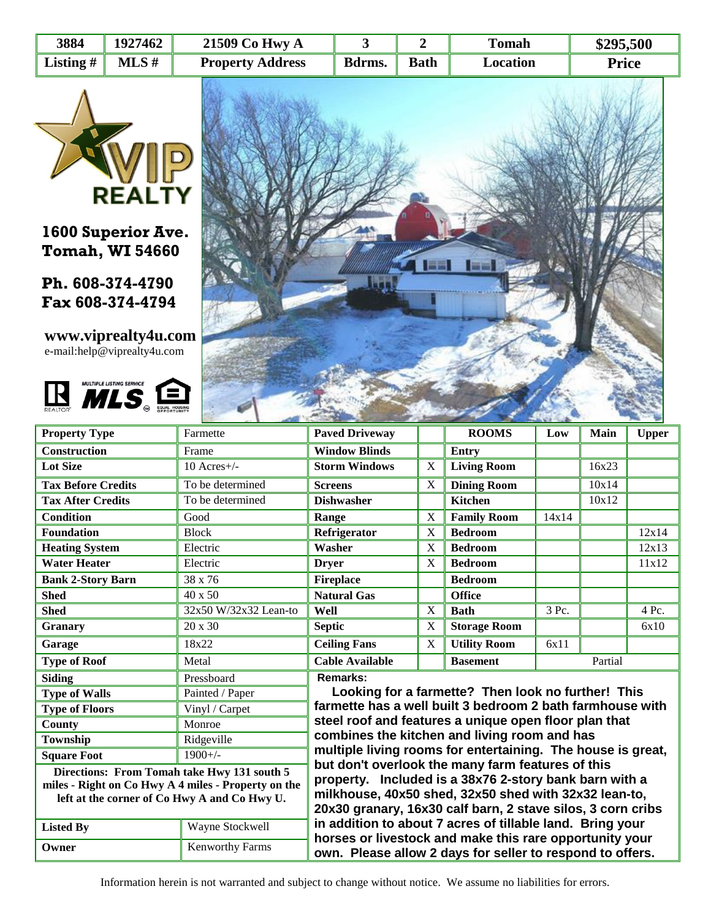| 3884 | 1927462 | 21509 Co Hwy A | 3 | 2 | Tomah | $295,500 |
|---|---|---|---|---|---|---|
| **Listing #** | **MLS #** | **Property Address** | **Bdrms.** | **Bath** | **Location** | **Price** |

**VIP REALTY**

**1600 Superior Ave.**
**Tomah, WI 54660**

**Ph. 608-374-4790**
**Fax 608-374-4794**

**www.viprealty4u.com**
e-mail:help@viprealty4u.com

| | | | | | | | |
|---|---|---|---|---|---|---|---|
| **Property Type** | Farmette | **Paved Driveway** | | **ROOMS** | **Low** | **Main** | **Upper** |
| **Construction** | Frame | **Window Blinds** | | **Entry** | | | |
| **Lot Size** | 10 Acres+/- | **Storm Windows** | X | **Living Room** | | 16x23 | |
| **Tax Before Credits** | To be determined | **Screens** | X | **Dining Room** | | 10x14 | |
| **Tax After Credits** | To be determined | **Dishwasher** | | **Kitchen** | | 10x12 | |
| **Condition** | Good | **Range** | X | **Family Room** | 14x14 | | |
| **Foundation** | Block | **Refrigerator** | X | **Bedroom** | | | 12x14 |
| **Heating System** | Electric | **Washer** | X | **Bedroom** | | | 12x13 |
| **Water Heater** | Electric | **Dryer** | X | **Bedroom** | | | 11x12 |
| **Bank 2-Story Barn** | 38 x 76 | **Fireplace** | | **Bedroom** | | | |
| **Shed** | 40 x 50 | **Natural Gas** | | **Office** | | | |
| **Shed** | 32x50 W/32x32 Lean-to | **Well** | X | **Bath** | 3 Pc. | | 4 Pc. |
| **Granary** | 20 x 30 | **Septic** | X | **Storage Room** | | | 6x10 |
| **Garage** | 18x22 | **Ceiling Fans** | X | **Utility Room** | 6x11 | | |
| **Type of Roof** | Metal | **Cable Available** | | **Basement** | Partial | | |

| | |
|---|---|
| **Siding** | Pressboard |
| **Type of Walls** | Painted / Paper |
| **Type of Floors** | Vinyl / Carpet |
| **County** | Monroe |
| **Township** | Ridgeville |
| **Square Foot** | 1900+/- |

**Directions: From Tomah take Hwy 131 south 5 miles - Right on Co Hwy A 4 miles - Property on the left at the corner of Co Hwy A and Co Hwy U.**

| | |
|---|---|
| **Listed By** | Wayne Stockwell |
| **Owner** | Kenworthy Farms |

**Remarks:**

**Looking for a farmette? Then look no further! This farmette has a well built 3 bedroom 2 bath farmhouse with steel roof and features a unique open floor plan that combines the kitchen and living room and has multiple living rooms for entertaining. The house is great, but don't overlook the many farm features of this property. Included is a 38x76 2-story bank barn with a milkhouse, 40x50 shed, 32x50 shed with 32x32 lean-to, 20x30 granary, 16x30 calf barn, 2 stave silos, 3 corn cribs in addition to about 7 acres of tillable land. Bring your horses or livestock and make this rare opportunity your own. Please allow 2 days for seller to respond to offers.**

Information herein is not warranted and subject to change without notice. We assume no liabilities for errors.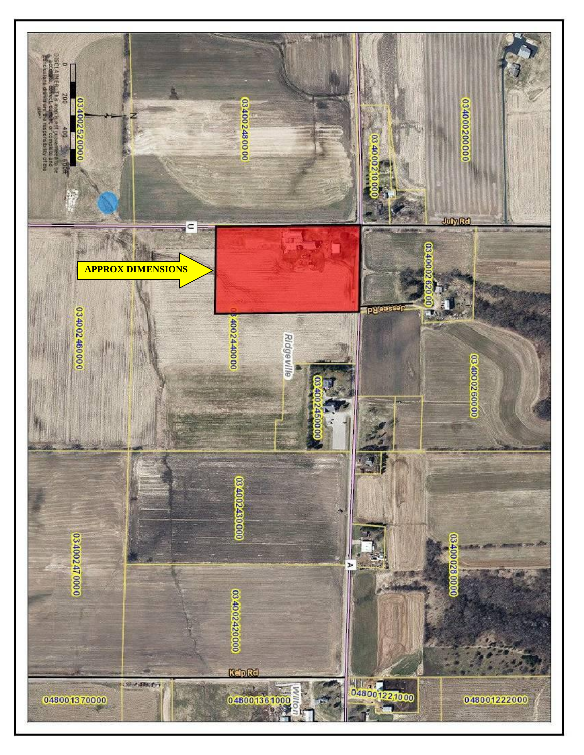APPROX DIMENSIONS

034002520000

034002480000

034000210000

034000200000

July Rd

U

034000262000

Jesse Rd

034002440000

Ridgeville

034002460000

034002450000

034000260000

034002430000

034002470000

A

034000280000

034002420000

Kelp Rd

048001370000

048001361000

Wilton

048001221000

048001222000

0 200 400 600 ft

N

DISCLAIMER: This map is not guaranteed to be accurate, correct, current, or complete and conclusions drawn are the responsibility of the user.